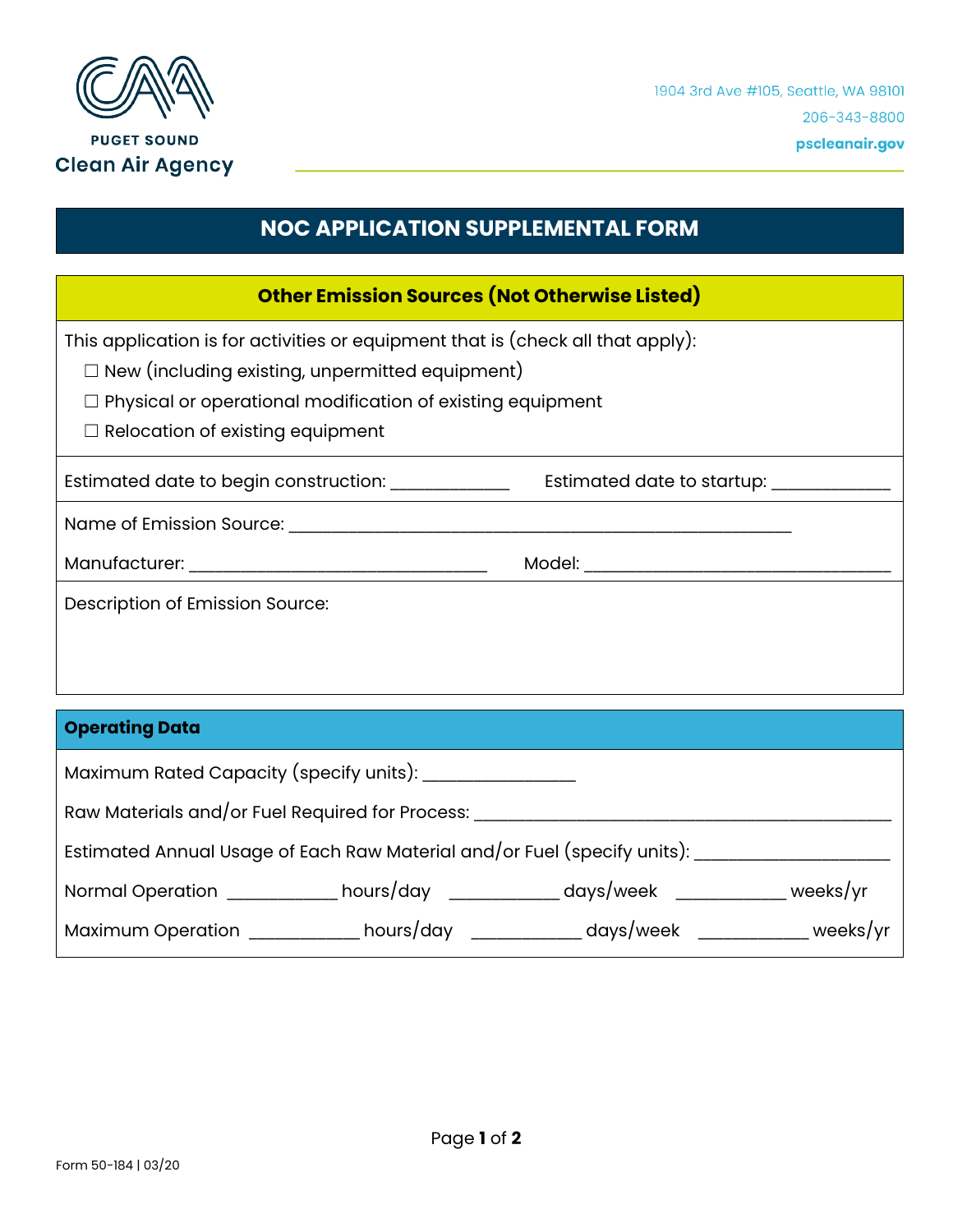PUGET SOUND
**Clean Air Agency**

1904 3rd Ave #105, Seattle, WA 98101
206-343-8800
**pscleanair.gov**

# NOC APPLICATION SUPPLEMENTAL FORM

## Other Emission Sources (Not Otherwise Listed)

This application is for activities or equipment that is (check all that apply):

- ☐ New (including existing, unpermitted equipment)
- ☐ Physical or operational modification of existing equipment
- ☐ Relocation of existing equipment

Estimated date to begin construction: ____________ Estimated date to startup: ____________

Name of Emission Source: ______________________________________________________

Manufacturer: ______________________________ Model: ______________________________

Description of Emission Source:

## Operating Data

Maximum Rated Capacity (specify units): _______________

Raw Materials and/or Fuel Required for Process: ________________________________________

Estimated Annual Usage of Each Raw Material and/or Fuel (specify units): ____________________

Normal Operation ___________ hours/day ___________ days/week ___________ weeks/yr

Maximum Operation ___________ hours/day ___________ days/week ___________ weeks/yr

Form 50-184 | 03/20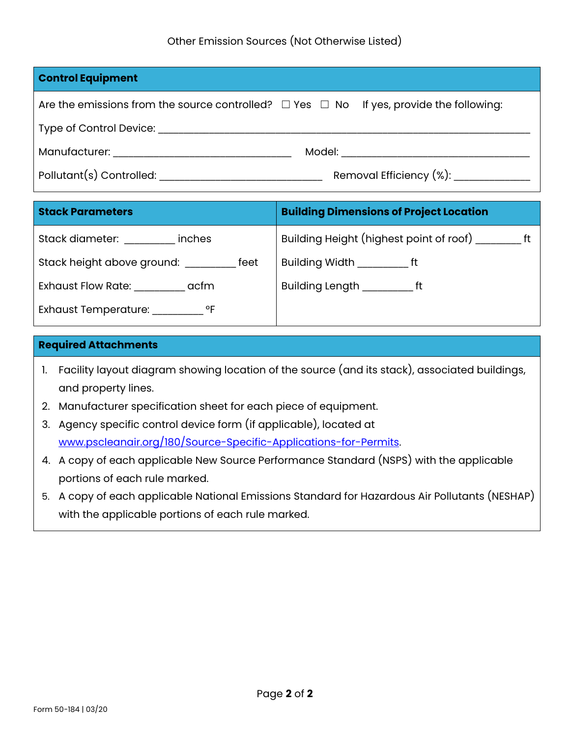Other Emission Sources (Not Otherwise Listed)

## Control Equipment

Are the emissions from the source controlled? ☐ Yes ☐ No If yes, provide the following:

Type of Control Device: ______________________________________________

Manufacturer: ____________________________ Model: ____________________________

Pollutant(s) Controlled: ________________________ Removal Efficiency (%): __________

| Stack Parameters | Building Dimensions of Project Location |
|---|---|
| Stack diameter: ________ inches | Building Height (highest point of roof) ________ ft |
| Stack height above ground: ________ feet | Building Width ________ ft |
| Exhaust Flow Rate: ________ acfm | Building Length ________ ft |
| Exhaust Temperature: ________ °F | |

## Required Attachments

1. Facility layout diagram showing location of the source (and its stack), associated buildings, and property lines.
2. Manufacturer specification sheet for each piece of equipment.
3. Agency specific control device form (if applicable), located at [www.pscleanair.org/180/Source-Specific-Applications-for-Permits](http://www.pscleanair.org/180/Source-Specific-Applications-for-Permits).
4. A copy of each applicable New Source Performance Standard (NSPS) with the applicable portions of each rule marked.
5. A copy of each applicable National Emissions Standard for Hazardous Air Pollutants (NESHAP) with the applicable portions of each rule marked.

Form 50-184 | 03/20